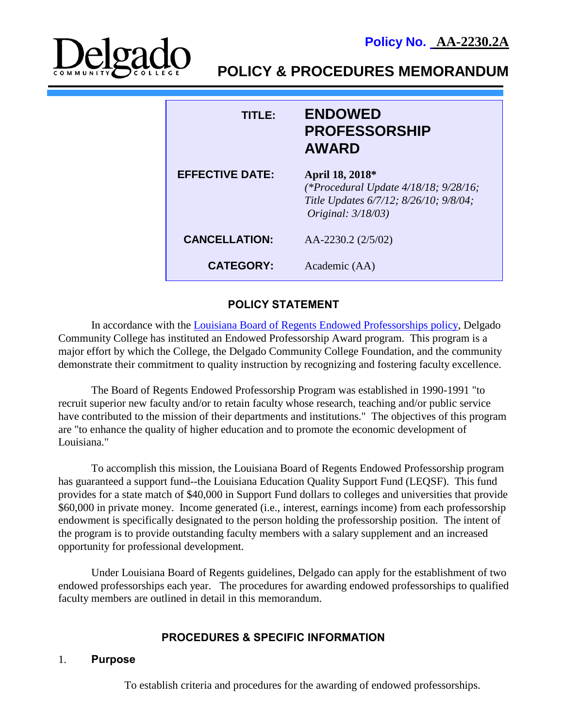**Policy No. AA-2230.2A**

Delgado Community College

# POLICY & PROCEDURES MEMORANDUM

| | |
|---|---|
| **TITLE:** | **ENDOWED PROFESSORSHIP AWARD** |
| **EFFECTIVE DATE:** | **April 18, 2018*** *(*Procedural Update 4/18/18; 9/28/16; Title Updates 6/7/12; 8/26/10; 9/8/04; Original: 3/18/03)* |
| **CANCELLATION:** | AA-2230.2 (2/5/02) |
| **CATEGORY:** | Academic (AA) |

## POLICY STATEMENT

In accordance with the Louisiana Board of Regents Endowed Professorships policy, Delgado Community College has instituted an Endowed Professorship Award program. This program is a major effort by which the College, the Delgado Community College Foundation, and the community demonstrate their commitment to quality instruction by recognizing and fostering faculty excellence.

The Board of Regents Endowed Professorship Program was established in 1990-1991 "to recruit superior new faculty and/or to retain faculty whose research, teaching and/or public service have contributed to the mission of their departments and institutions." The objectives of this program are "to enhance the quality of higher education and to promote the economic development of Louisiana."

To accomplish this mission, the Louisiana Board of Regents Endowed Professorship program has guaranteed a support fund--the Louisiana Education Quality Support Fund (LEQSF). This fund provides for a state match of $40,000 in Support Fund dollars to colleges and universities that provide $60,000 in private money. Income generated (i.e., interest, earnings income) from each professorship endowment is specifically designated to the person holding the professorship position. The intent of the program is to provide outstanding faculty members with a salary supplement and an increased opportunity for professional development.

Under Louisiana Board of Regents guidelines, Delgado can apply for the establishment of two endowed professorships each year. The procedures for awarding endowed professorships to qualified faculty members are outlined in detail in this memorandum.

## PROCEDURES & SPECIFIC INFORMATION

### 1. Purpose

To establish criteria and procedures for the awarding of endowed professorships.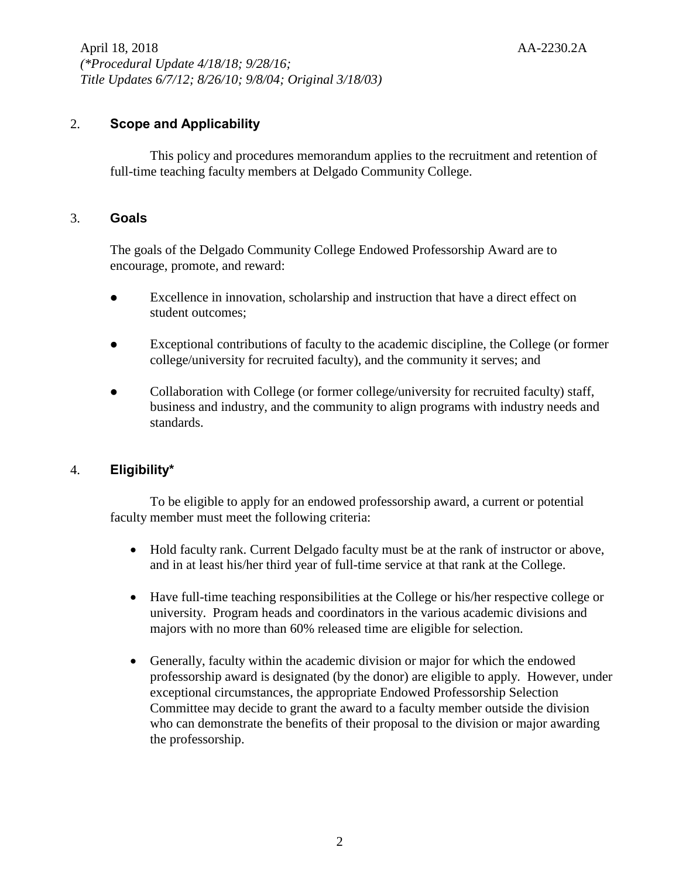## 2. Scope and Applicability

This policy and procedures memorandum applies to the recruitment and retention of full-time teaching faculty members at Delgado Community College.

## 3. Goals

The goals of the Delgado Community College Endowed Professorship Award are to encourage, promote, and reward:

- Excellence in innovation, scholarship and instruction that have a direct effect on student outcomes;
- Exceptional contributions of faculty to the academic discipline, the College (or former college/university for recruited faculty), and the community it serves; and
- Collaboration with College (or former college/university for recruited faculty) staff, business and industry, and the community to align programs with industry needs and standards.

## 4. Eligibility*

To be eligible to apply for an endowed professorship award, a current or potential faculty member must meet the following criteria:

- Hold faculty rank. Current Delgado faculty must be at the rank of instructor or above, and in at least his/her third year of full-time service at that rank at the College.
- Have full-time teaching responsibilities at the College or his/her respective college or university. Program heads and coordinators in the various academic divisions and majors with no more than 60% released time are eligible for selection.
- Generally, faculty within the academic division or major for which the endowed professorship award is designated (by the donor) are eligible to apply. However, under exceptional circumstances, the appropriate Endowed Professorship Selection Committee may decide to grant the award to a faculty member outside the division who can demonstrate the benefits of their proposal to the division or major awarding the professorship.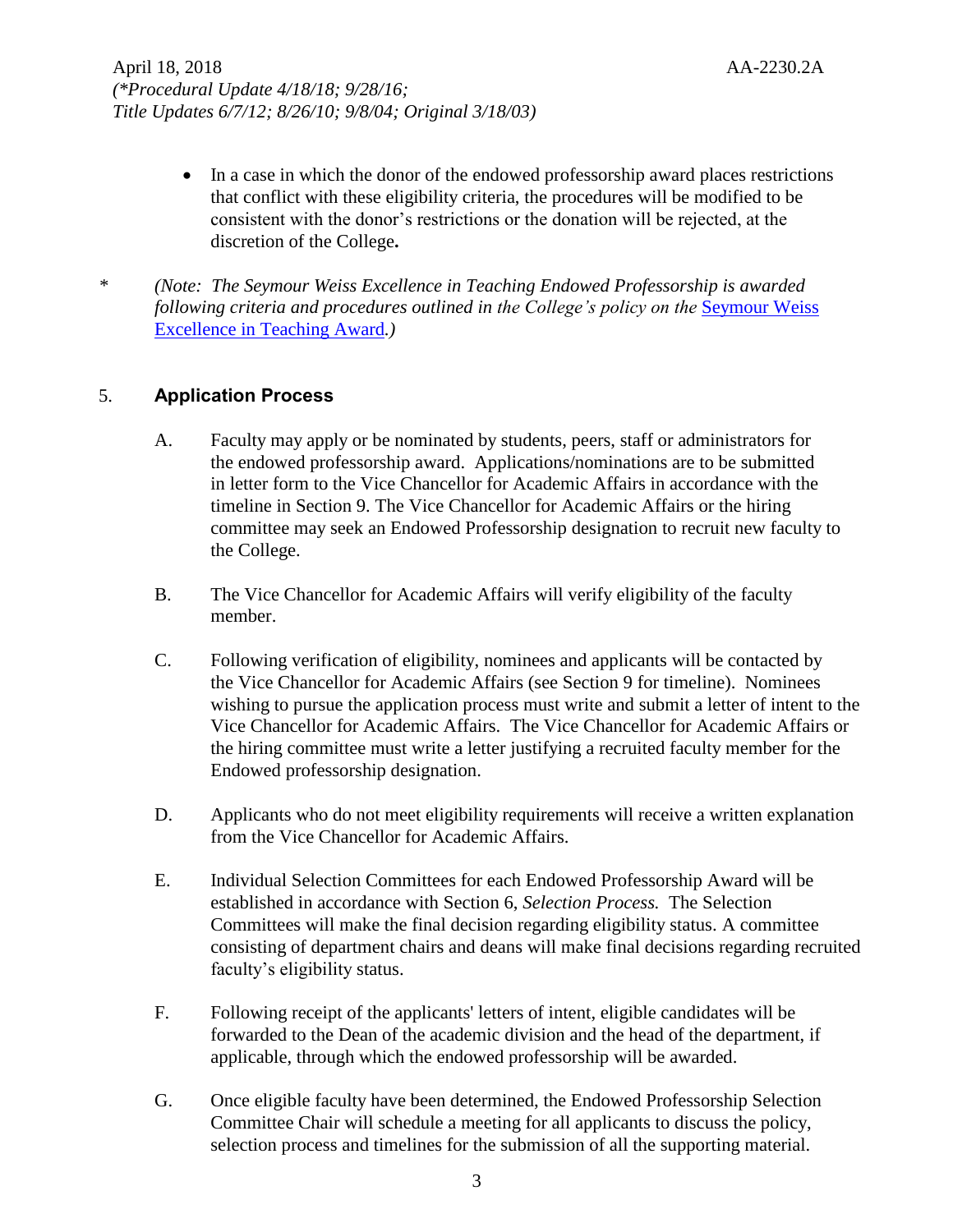- In a case in which the donor of the endowed professorship award places restrictions that conflict with these eligibility criteria, the procedures will be modified to be consistent with the donor's restrictions or the donation will be rejected, at the discretion of the College**.**

\* *(Note: The Seymour Weiss Excellence in Teaching Endowed Professorship is awarded following criteria and procedures outlined in the College's policy on the* Seymour Weiss Excellence in Teaching Award*.)*

## 5. Application Process

A. Faculty may apply or be nominated by students, peers, staff or administrators for the endowed professorship award. Applications/nominations are to be submitted in letter form to the Vice Chancellor for Academic Affairs in accordance with the timeline in Section 9. The Vice Chancellor for Academic Affairs or the hiring committee may seek an Endowed Professorship designation to recruit new faculty to the College.

B. The Vice Chancellor for Academic Affairs will verify eligibility of the faculty member.

C. Following verification of eligibility, nominees and applicants will be contacted by the Vice Chancellor for Academic Affairs (see Section 9 for timeline). Nominees wishing to pursue the application process must write and submit a letter of intent to the Vice Chancellor for Academic Affairs. The Vice Chancellor for Academic Affairs or the hiring committee must write a letter justifying a recruited faculty member for the Endowed professorship designation.

D. Applicants who do not meet eligibility requirements will receive a written explanation from the Vice Chancellor for Academic Affairs.

E. Individual Selection Committees for each Endowed Professorship Award will be established in accordance with Section 6, *Selection Process.* The Selection Committees will make the final decision regarding eligibility status. A committee consisting of department chairs and deans will make final decisions regarding recruited faculty's eligibility status.

F. Following receipt of the applicants' letters of intent, eligible candidates will be forwarded to the Dean of the academic division and the head of the department, if applicable, through which the endowed professorship will be awarded.

G. Once eligible faculty have been determined, the Endowed Professorship Selection Committee Chair will schedule a meeting for all applicants to discuss the policy, selection process and timelines for the submission of all the supporting material.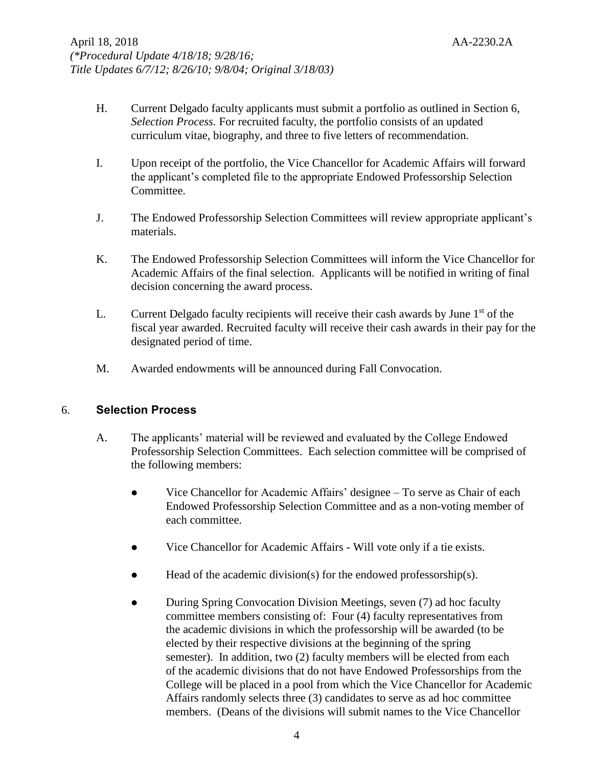- H. Current Delgado faculty applicants must submit a portfolio as outlined in Section 6, *Selection Process.* For recruited faculty, the portfolio consists of an updated curriculum vitae, biography, and three to five letters of recommendation.

- I. Upon receipt of the portfolio, the Vice Chancellor for Academic Affairs will forward the applicant's completed file to the appropriate Endowed Professorship Selection Committee.

- J. The Endowed Professorship Selection Committees will review appropriate applicant's materials.

- K. The Endowed Professorship Selection Committees will inform the Vice Chancellor for Academic Affairs of the final selection. Applicants will be notified in writing of final decision concerning the award process.

- L. Current Delgado faculty recipients will receive their cash awards by June 1st of the fiscal year awarded. Recruited faculty will receive their cash awards in their pay for the designated period of time.

- M. Awarded endowments will be announced during Fall Convocation.

## 6. Selection Process

A. The applicants' material will be reviewed and evaluated by the College Endowed Professorship Selection Committees. Each selection committee will be comprised of the following members:

- Vice Chancellor for Academic Affairs' designee – To serve as Chair of each Endowed Professorship Selection Committee and as a non-voting member of each committee.

- Vice Chancellor for Academic Affairs - Will vote only if a tie exists.

- Head of the academic division(s) for the endowed professorship(s).

- During Spring Convocation Division Meetings, seven (7) ad hoc faculty committee members consisting of: Four (4) faculty representatives from the academic divisions in which the professorship will be awarded (to be elected by their respective divisions at the beginning of the spring semester). In addition, two (2) faculty members will be elected from each of the academic divisions that do not have Endowed Professorships from the College will be placed in a pool from which the Vice Chancellor for Academic Affairs randomly selects three (3) candidates to serve as ad hoc committee members. (Deans of the divisions will submit names to the Vice Chancellor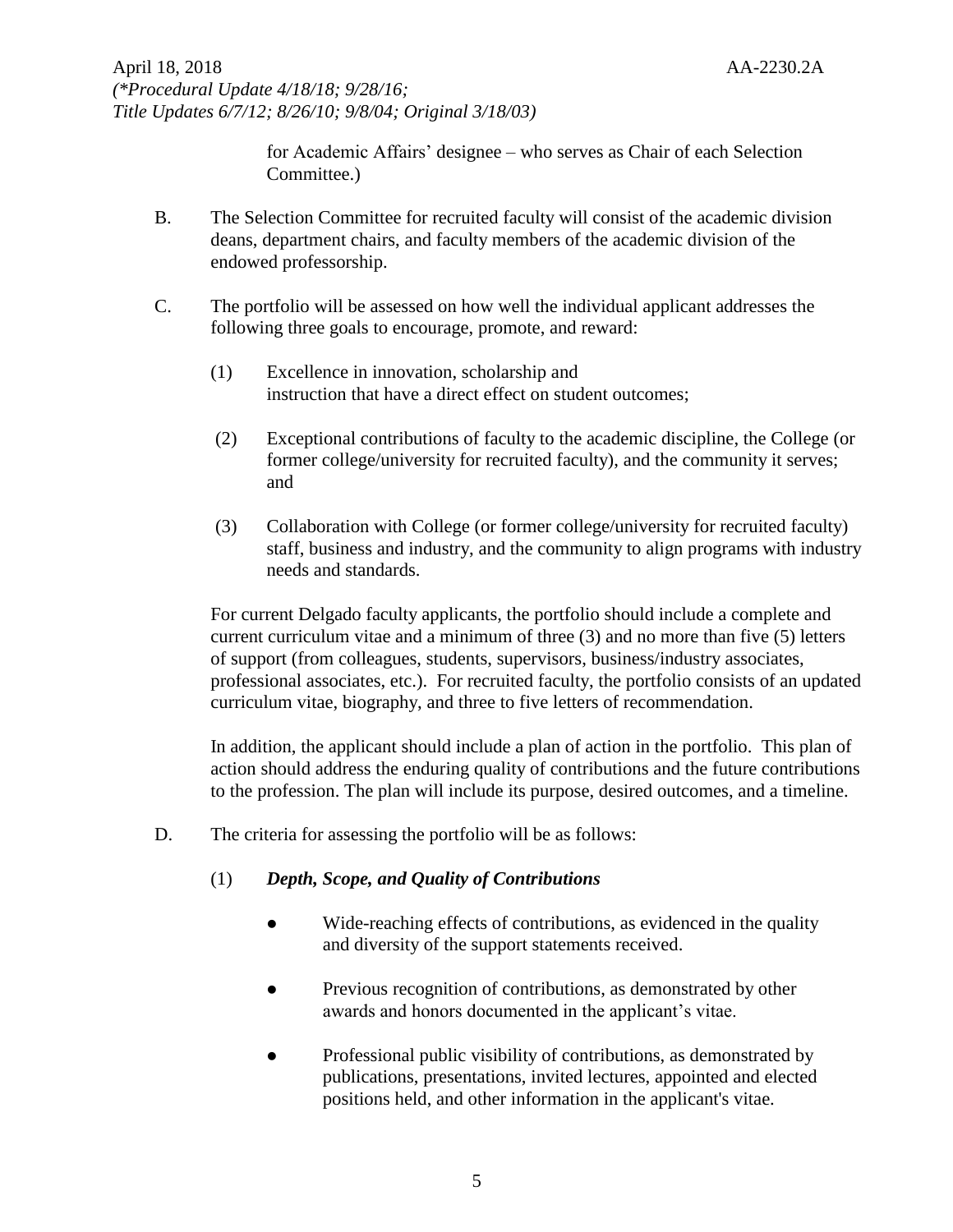for Academic Affairs' designee – who serves as Chair of each Selection Committee.)

B. The Selection Committee for recruited faculty will consist of the academic division deans, department chairs, and faculty members of the academic division of the endowed professorship.

C. The portfolio will be assessed on how well the individual applicant addresses the following three goals to encourage, promote, and reward:

(1) Excellence in innovation, scholarship and instruction that have a direct effect on student outcomes;

(2) Exceptional contributions of faculty to the academic discipline, the College (or former college/university for recruited faculty), and the community it serves; and

(3) Collaboration with College (or former college/university for recruited faculty) staff, business and industry, and the community to align programs with industry needs and standards.

For current Delgado faculty applicants, the portfolio should include a complete and current curriculum vitae and a minimum of three (3) and no more than five (5) letters of support (from colleagues, students, supervisors, business/industry associates, professional associates, etc.). For recruited faculty, the portfolio consists of an updated curriculum vitae, biography, and three to five letters of recommendation.

In addition, the applicant should include a plan of action in the portfolio. This plan of action should address the enduring quality of contributions and the future contributions to the profession. The plan will include its purpose, desired outcomes, and a timeline.

D. The criteria for assessing the portfolio will be as follows:

(1) ***Depth, Scope, and Quality of Contributions***

- Wide-reaching effects of contributions, as evidenced in the quality and diversity of the support statements received.
- Previous recognition of contributions, as demonstrated by other awards and honors documented in the applicant's vitae.
- Professional public visibility of contributions, as demonstrated by publications, presentations, invited lectures, appointed and elected positions held, and other information in the applicant's vitae.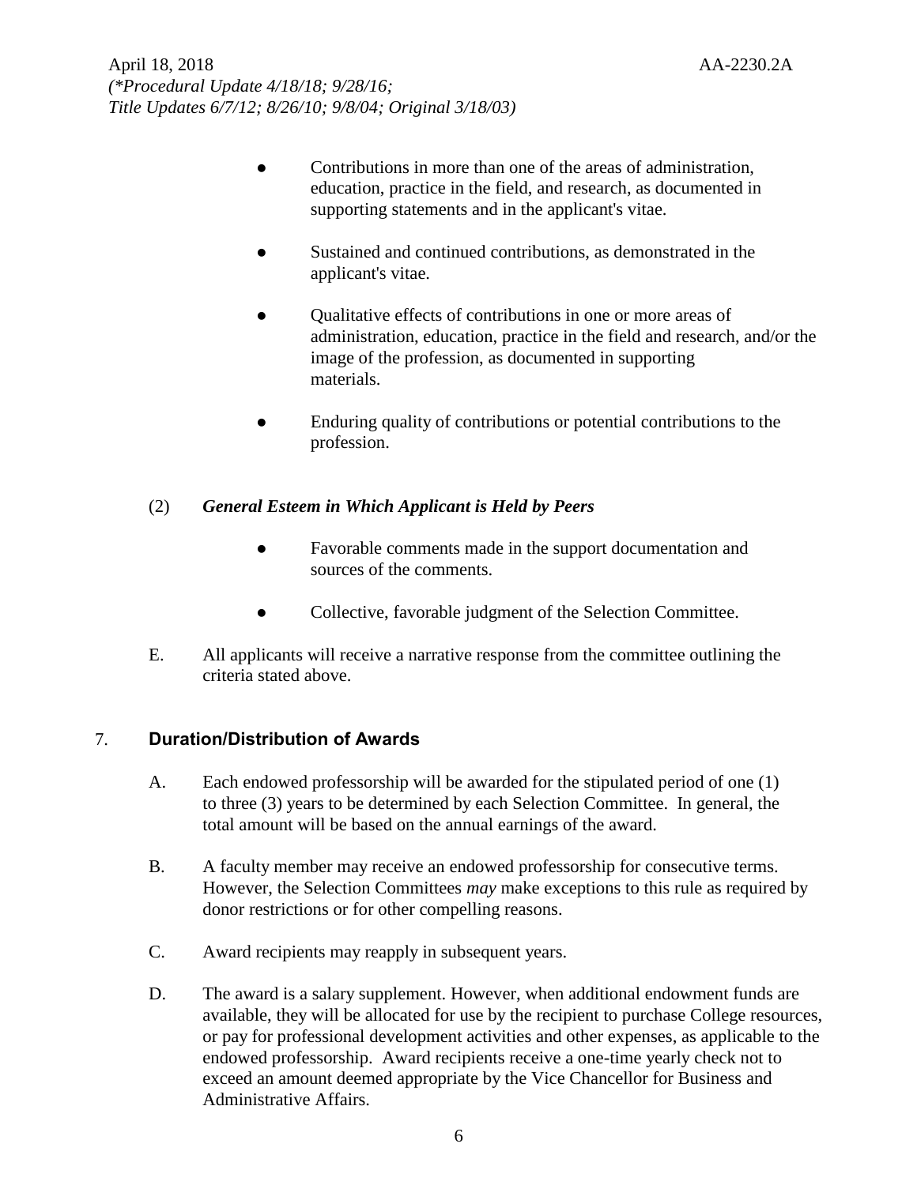- Contributions in more than one of the areas of administration, education, practice in the field, and research, as documented in supporting statements and in the applicant's vitae.

- Sustained and continued contributions, as demonstrated in the applicant's vitae.

- Qualitative effects of contributions in one or more areas of administration, education, practice in the field and research, and/or the image of the profession, as documented in supporting materials.

- Enduring quality of contributions or potential contributions to the profession.

(2) ***General Esteem in Which Applicant is Held by Peers***

- Favorable comments made in the support documentation and sources of the comments.

- Collective, favorable judgment of the Selection Committee.

E. All applicants will receive a narrative response from the committee outlining the criteria stated above.

## 7. Duration/Distribution of Awards

A. Each endowed professorship will be awarded for the stipulated period of one (1) to three (3) years to be determined by each Selection Committee. In general, the total amount will be based on the annual earnings of the award.

B. A faculty member may receive an endowed professorship for consecutive terms. However, the Selection Committees *may* make exceptions to this rule as required by donor restrictions or for other compelling reasons.

C. Award recipients may reapply in subsequent years.

D. The award is a salary supplement. However, when additional endowment funds are available, they will be allocated for use by the recipient to purchase College resources, or pay for professional development activities and other expenses, as applicable to the endowed professorship. Award recipients receive a one-time yearly check not to exceed an amount deemed appropriate by the Vice Chancellor for Business and Administrative Affairs.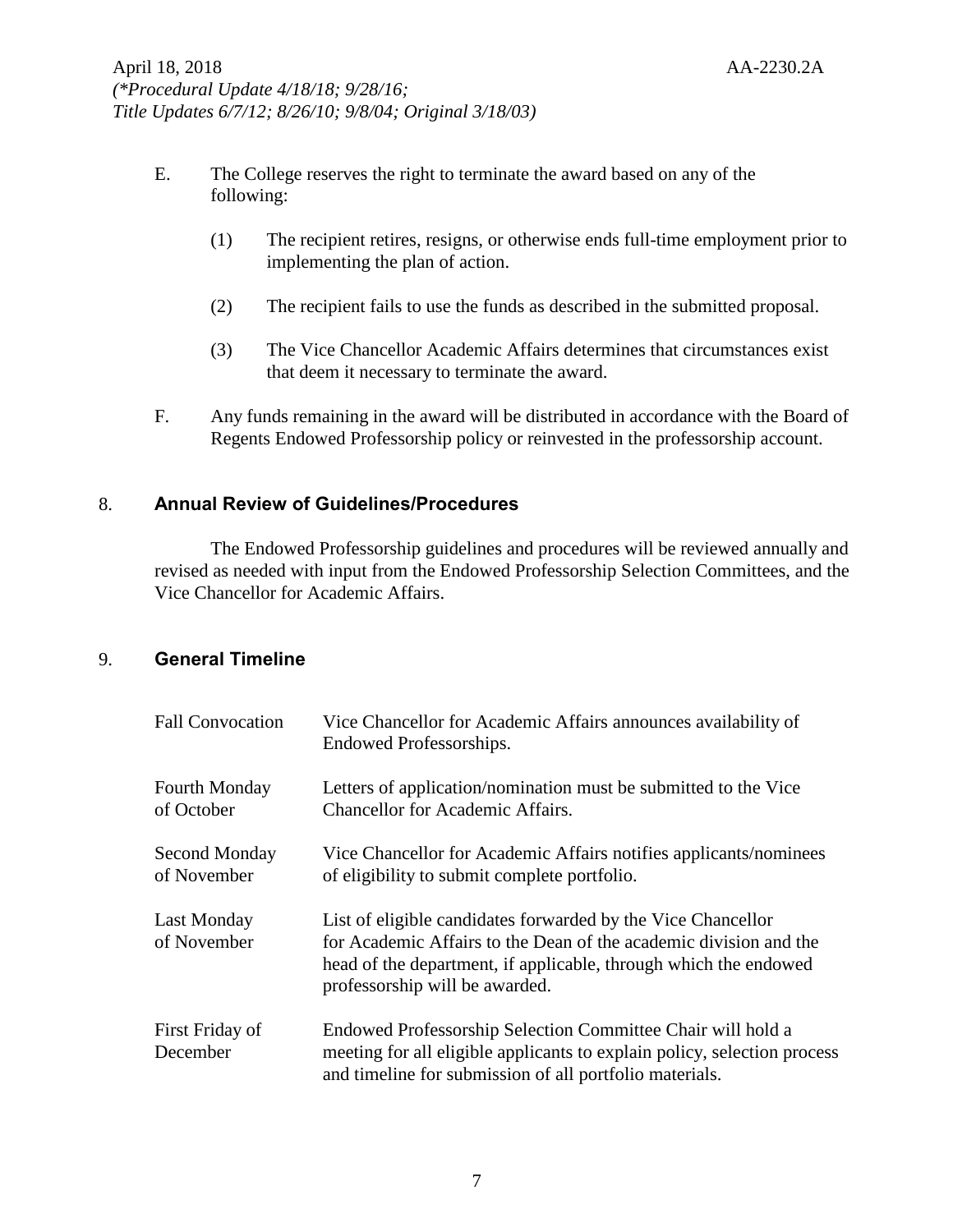E. The College reserves the right to terminate the award based on any of the following:

   (1) The recipient retires, resigns, or otherwise ends full-time employment prior to implementing the plan of action.

   (2) The recipient fails to use the funds as described in the submitted proposal.

   (3) The Vice Chancellor Academic Affairs determines that circumstances exist that deem it necessary to terminate the award.

F. Any funds remaining in the award will be distributed in accordance with the Board of Regents Endowed Professorship policy or reinvested in the professorship account.

## 8. **Annual Review of Guidelines/Procedures**

The Endowed Professorship guidelines and procedures will be reviewed annually and revised as needed with input from the Endowed Professorship Selection Committees, and the Vice Chancellor for Academic Affairs.

## 9. **General Timeline**

| | |
|---|---|
| Fall Convocation | Vice Chancellor for Academic Affairs announces availability of Endowed Professorships. |
| Fourth Monday of October | Letters of application/nomination must be submitted to the Vice Chancellor for Academic Affairs. |
| Second Monday of November | Vice Chancellor for Academic Affairs notifies applicants/nominees of eligibility to submit complete portfolio. |
| Last Monday of November | List of eligible candidates forwarded by the Vice Chancellor for Academic Affairs to the Dean of the academic division and the head of the department, if applicable, through which the endowed professorship will be awarded. |
| First Friday of December | Endowed Professorship Selection Committee Chair will hold a meeting for all eligible applicants to explain policy, selection process and timeline for submission of all portfolio materials. |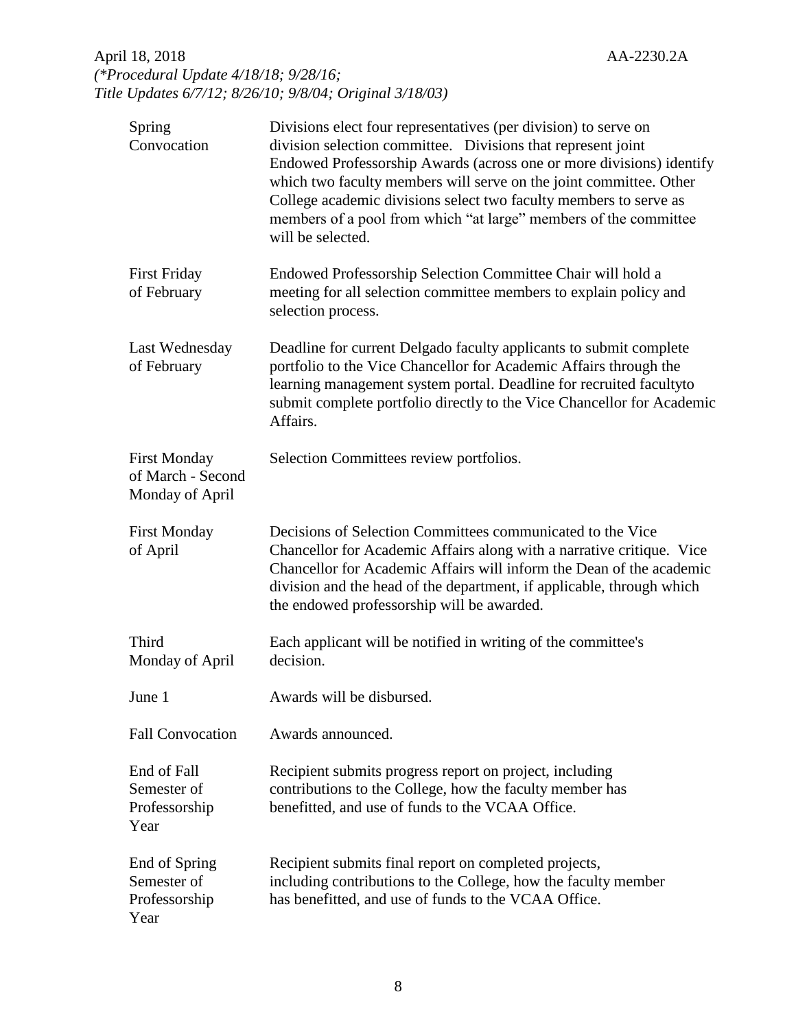| | |
|---|---|
| Spring Convocation | Divisions elect four representatives (per division) to serve on division selection committee. Divisions that represent joint Endowed Professorship Awards (across one or more divisions) identify which two faculty members will serve on the joint committee. Other College academic divisions select two faculty members to serve as members of a pool from which "at large" members of the committee will be selected. |
| First Friday of February | Endowed Professorship Selection Committee Chair will hold a meeting for all selection committee members to explain policy and selection process. |
| Last Wednesday of February | Deadline for current Delgado faculty applicants to submit complete portfolio to the Vice Chancellor for Academic Affairs through the learning management system portal. Deadline for recruited facultyto submit complete portfolio directly to the Vice Chancellor for Academic Affairs. |
| First Monday of March - Second Monday of April | Selection Committees review portfolios. |
| First Monday of April | Decisions of Selection Committees communicated to the Vice Chancellor for Academic Affairs along with a narrative critique. Vice Chancellor for Academic Affairs will inform the Dean of the academic division and the head of the department, if applicable, through which the endowed professorship will be awarded. |
| Third Monday of April | Each applicant will be notified in writing of the committee's decision. |
| June 1 | Awards will be disbursed. |
| Fall Convocation | Awards announced. |
| End of Fall Semester of Professorship Year | Recipient submits progress report on project, including contributions to the College, how the faculty member has benefitted, and use of funds to the VCAA Office. |
| End of Spring Semester of Professorship Year | Recipient submits final report on completed projects, including contributions to the College, how the faculty member has benefitted, and use of funds to the VCAA Office. |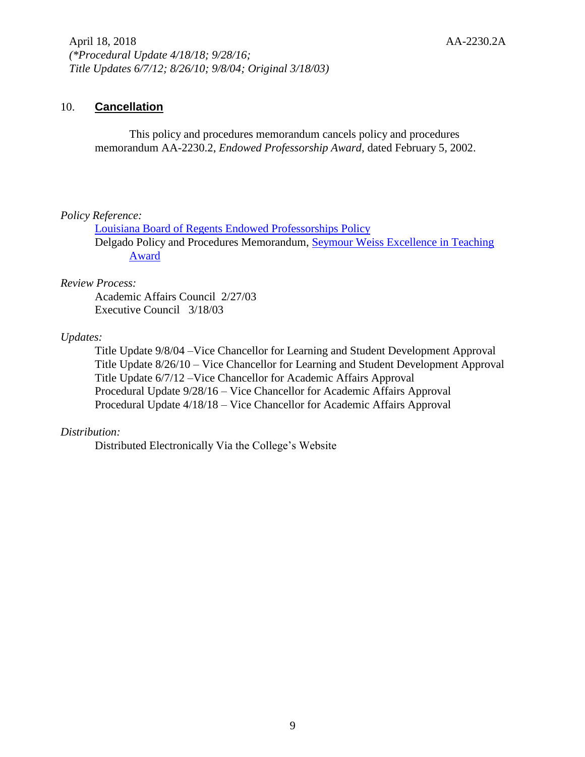## 10. Cancellation

This policy and procedures memorandum cancels policy and procedures memorandum AA-2230.2, *Endowed Professorship Award*, dated February 5, 2002.

*Policy Reference:*

Louisiana Board of Regents Endowed Professorships Policy
Delgado Policy and Procedures Memorandum, Seymour Weiss Excellence in Teaching Award

*Review Process:*

Academic Affairs Council 2/27/03
Executive Council 3/18/03

*Updates:*

Title Update 9/8/04 –Vice Chancellor for Learning and Student Development Approval
Title Update 8/26/10 – Vice Chancellor for Learning and Student Development Approval
Title Update 6/7/12 –Vice Chancellor for Academic Affairs Approval
Procedural Update 9/28/16 – Vice Chancellor for Academic Affairs Approval
Procedural Update 4/18/18 – Vice Chancellor for Academic Affairs Approval

*Distribution:*

Distributed Electronically Via the College's Website